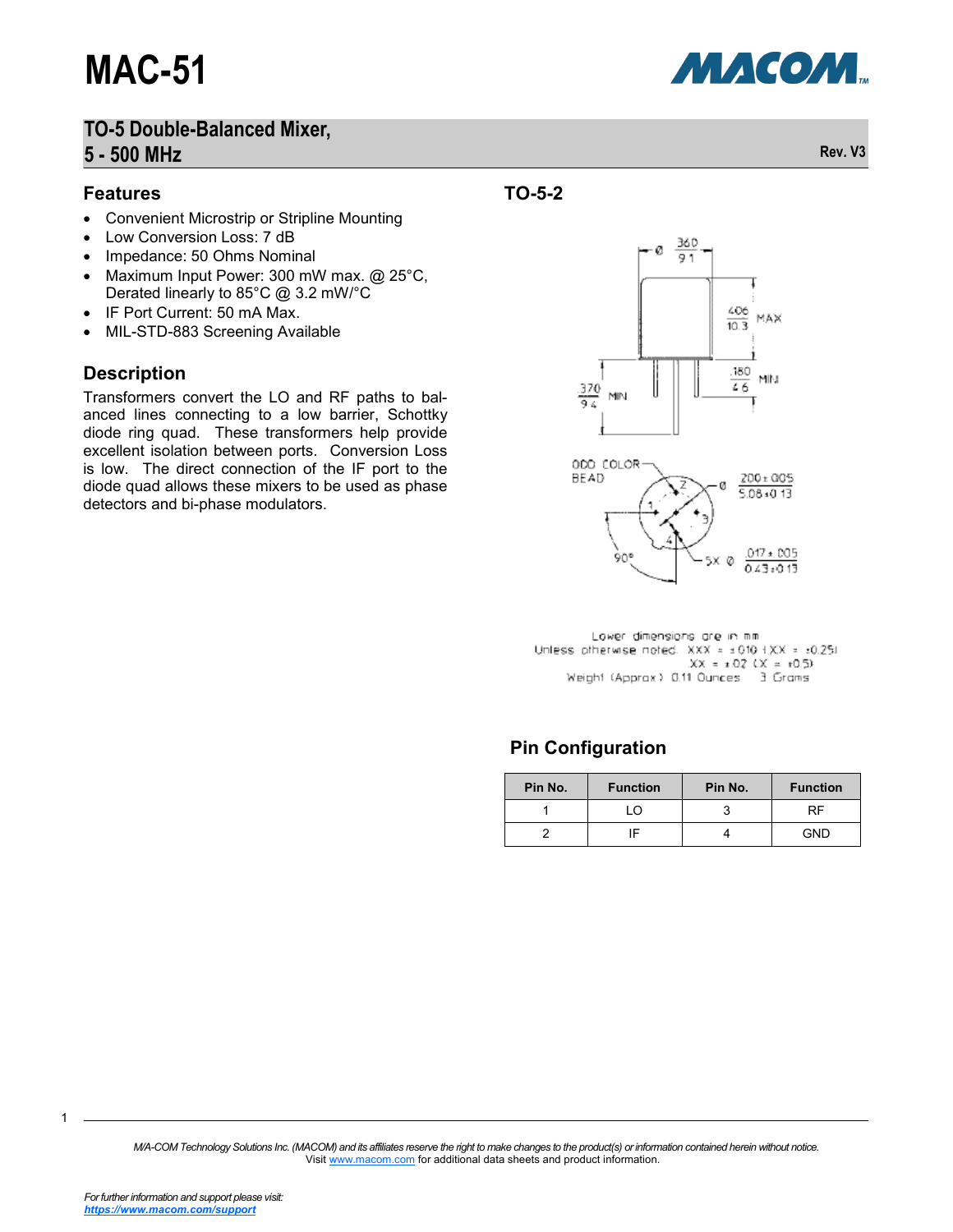# MAC-51

## TO-5 Double-Balanced Mixer, 5 - 500 MHz

Rev. V3

### Features

- Convenient Microstrip or Stripline Mounting
- Low Conversion Loss: 7 dB
- Impedance: 50 Ohms Nominal
- Maximum Input Power: 300 mW max. @ 25°C, Derated linearly to 85°C @ 3.2 mW/°C
- IF Port Current: 50 mA Max.
- MIL-STD-883 Screening Available

### Description

Transformers convert the LO and RF paths to balanced lines connecting to a low barrier, Schottky diode ring quad. These transformers help provide excellent isolation between ports. Conversion Loss is low. The direct connection of the IF port to the diode quad allows these mixers to be used as phase detectors and bi-phase modulators.

### TO-5-2

Ø .360 / 9.1

.406 / 10.3 MAX

.180 / 4.6 MIN

.370 / 9.4 MIN

ODD COLOR BEAD

Ø .200±.005 / 5.08±0.13

90°

5X Ø .017±.005 / 0.43±0.13

Lower dimensions are in mm
Unless otherwise noted: .XXX = ±.010 (.XX = ±0.25)
.XX = ±.02 (.X = ±0.5)
Weight (Approx.): 0.11 Ounces  3 Grams

### Pin Configuration

| Pin No. | Function | Pin No. | Function |
|---|---|---|---|
| 1 | LO | 3 | RF |
| 2 | IF | 4 | GND |

*M/A-COM Technology Solutions Inc. (MACOM) and its affiliates reserve the right to make changes to the product(s) or information contained herein without notice.*
Visit www.macom.com for additional data sheets and product information.

*For further information and support please visit:*
***https://www.macom.com/support***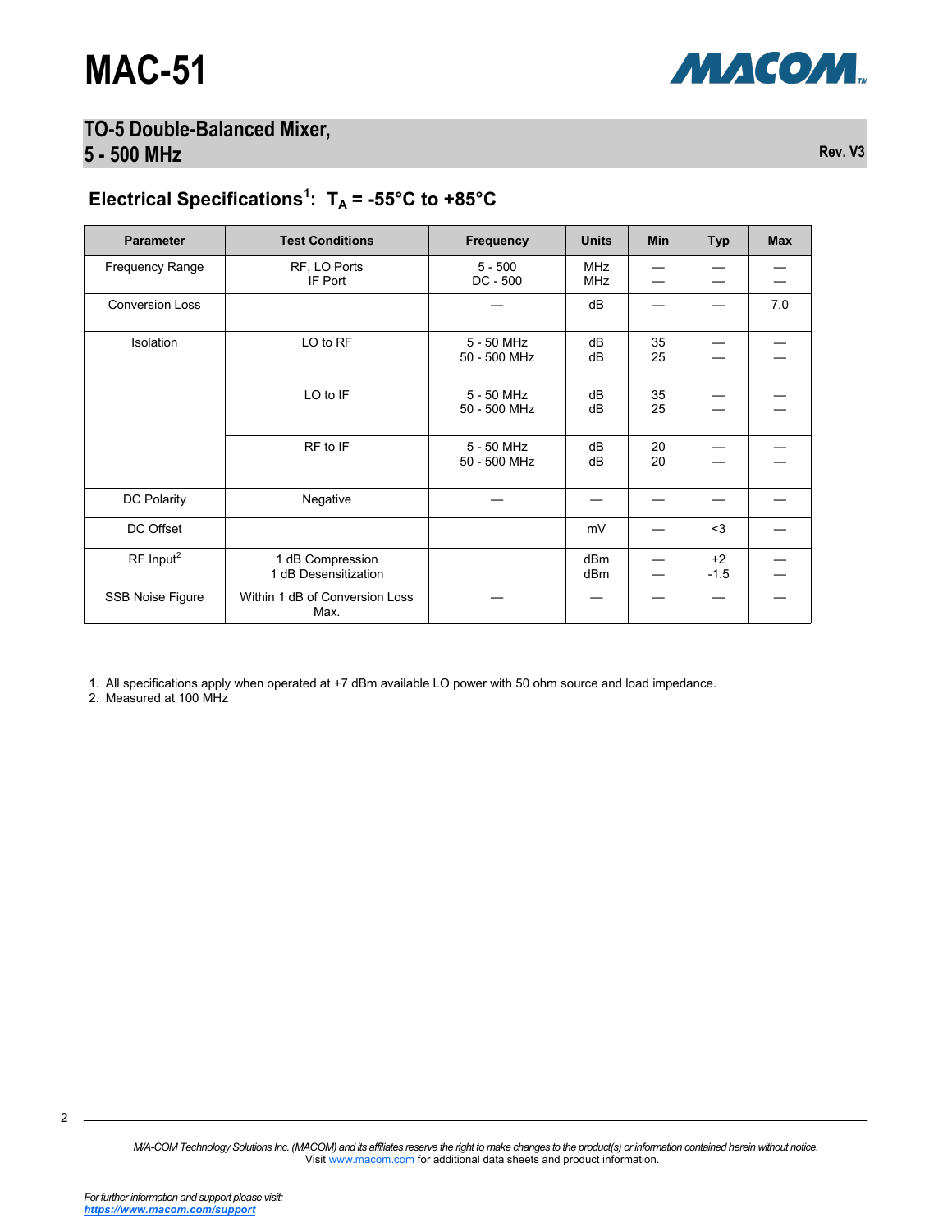# MAC-51

## TO-5 Double-Balanced Mixer, 5 - 500 MHz

Rev. V3

## Electrical Specifications[1]: $T_A$ = -55°C to +85°C

| Parameter | Test Conditions | Frequency | Units | Min | Typ | Max |
|---|---|---|---|---|---|---|
| Frequency Range | RF, LO Ports<br>IF Port | 5 - 500<br>DC - 500 | MHz<br>MHz | —<br>— | —<br>— | —<br>— |
| Conversion Loss | | — | dB | — | — | 7.0 |
| Isolation | LO to RF | 5 - 50 MHz<br>50 - 500 MHz | dB<br>dB | 35<br>25 | —<br>— | —<br>— |
| | LO to IF | 5 - 50 MHz<br>50 - 500 MHz | dB<br>dB | 35<br>25 | —<br>— | —<br>— |
| | RF to IF | 5 - 50 MHz<br>50 - 500 MHz | dB<br>dB | 20<br>20 | —<br>— | —<br>— |
| DC Polarity | Negative | — | — | — | — | — |
| DC Offset | | | mV | — | ≤3 | — |
| RF Input[2] | 1 dB Compression<br>1 dB Desensitization | | dBm<br>dBm | —<br>— | +2<br>-1.5 | —<br>— |
| SSB Noise Figure | Within 1 dB of Conversion Loss Max. | — | — | — | — | — |

1. All specifications apply when operated at +7 dBm available LO power with 50 ohm source and load impedance.
2. Measured at 100 MHz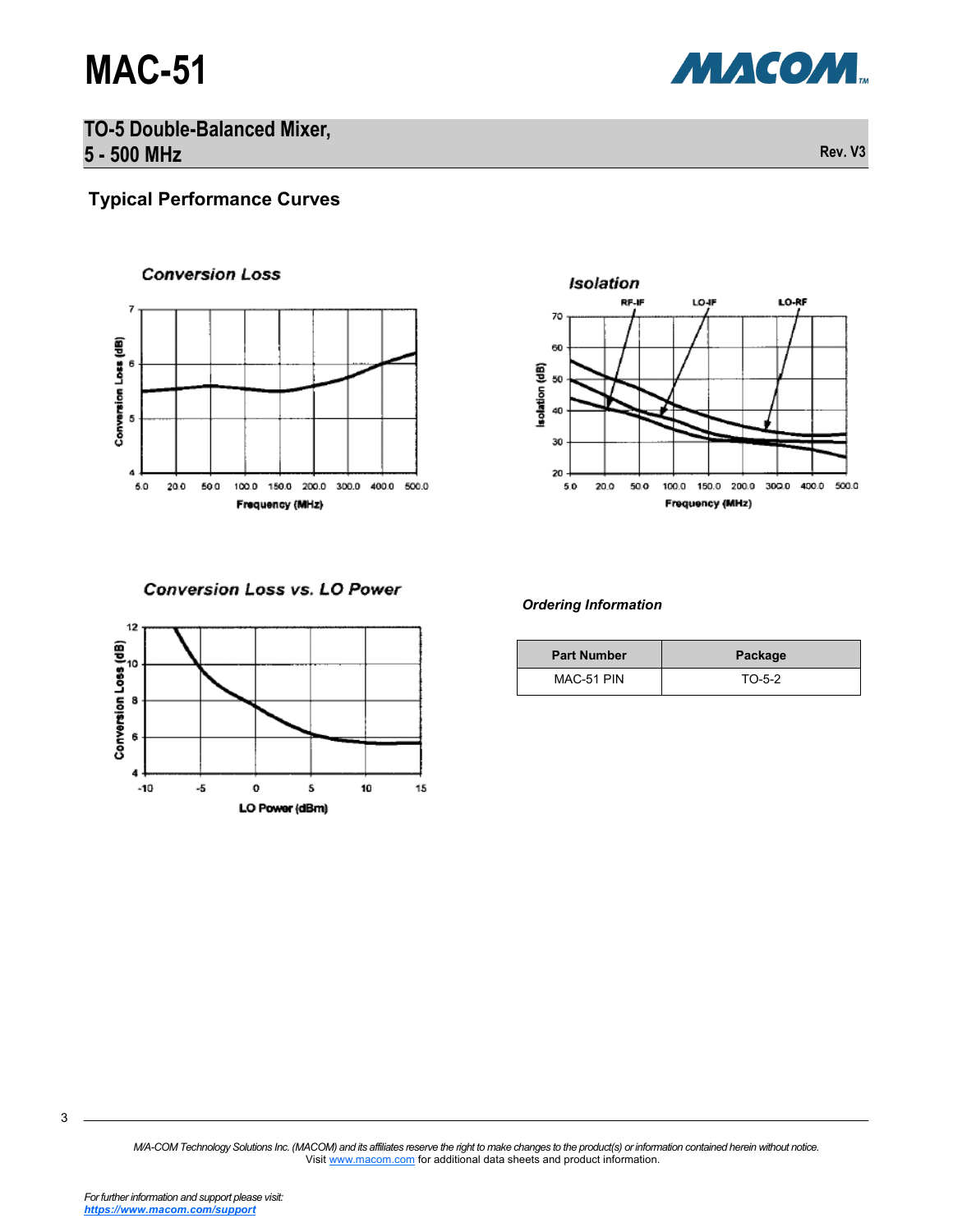## Typical Performance Curves

Conversion Loss

Isolation

Conversion Loss vs. LO Power

*Ordering Information*

| Part Number | Package |
| --- | --- |
| MAC-51 PIN | TO-5-2 |

*M/A-COM Technology Solutions Inc. (MACOM) and its affiliates reserve the right to make changes to the product(s) or information contained herein without notice.*
Visit www.macom.com for additional data sheets and product information.

*For further information and support please visit:*
***https://www.macom.com/support***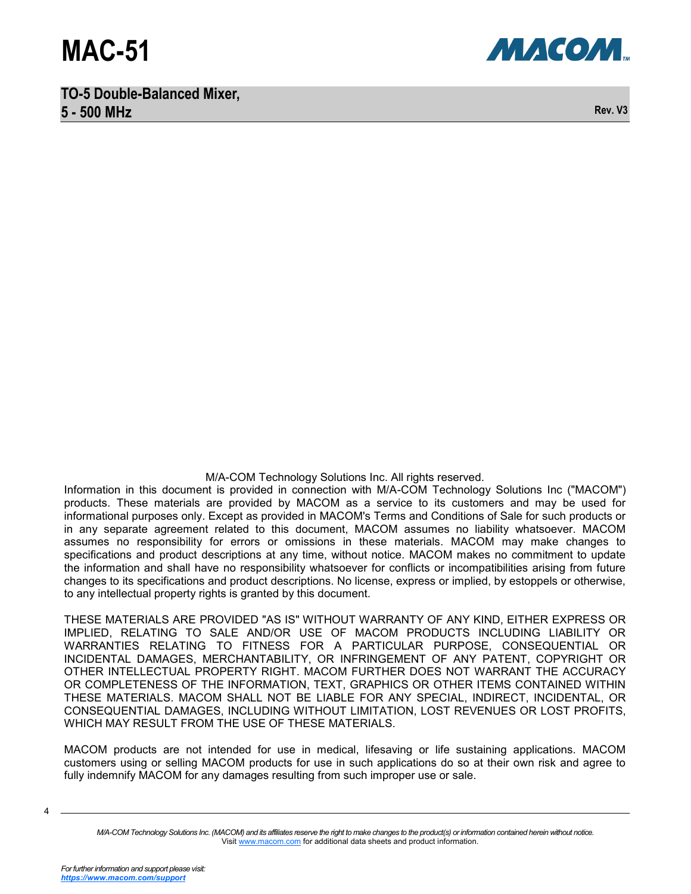M/A-COM Technology Solutions Inc. All rights reserved.

Information in this document is provided in connection with M/A-COM Technology Solutions Inc ("MACOM") products. These materials are provided by MACOM as a service to its customers and may be used for informational purposes only. Except as provided in MACOM's Terms and Conditions of Sale for such products or in any separate agreement related to this document, MACOM assumes no liability whatsoever. MACOM assumes no responsibility for errors or omissions in these materials. MACOM may make changes to specifications and product descriptions at any time, without notice. MACOM makes no commitment to update the information and shall have no responsibility whatsoever for conflicts or incompatibilities arising from future changes to its specifications and product descriptions. No license, express or implied, by estoppels or otherwise, to any intellectual property rights is granted by this document.

THESE MATERIALS ARE PROVIDED "AS IS" WITHOUT WARRANTY OF ANY KIND, EITHER EXPRESS OR IMPLIED, RELATING TO SALE AND/OR USE OF MACOM PRODUCTS INCLUDING LIABILITY OR WARRANTIES RELATING TO FITNESS FOR A PARTICULAR PURPOSE, CONSEQUENTIAL OR INCIDENTAL DAMAGES, MERCHANTABILITY, OR INFRINGEMENT OF ANY PATENT, COPYRIGHT OR OTHER INTELLECTUAL PROPERTY RIGHT. MACOM FURTHER DOES NOT WARRANT THE ACCURACY OR COMPLETENESS OF THE INFORMATION, TEXT, GRAPHICS OR OTHER ITEMS CONTAINED WITHIN THESE MATERIALS. MACOM SHALL NOT BE LIABLE FOR ANY SPECIAL, INDIRECT, INCIDENTAL, OR CONSEQUENTIAL DAMAGES, INCLUDING WITHOUT LIMITATION, LOST REVENUES OR LOST PROFITS, WHICH MAY RESULT FROM THE USE OF THESE MATERIALS.

MACOM products are not intended for use in medical, lifesaving or life sustaining applications. MACOM customers using or selling MACOM products for use in such applications do so at their own risk and agree to fully indemnify MACOM for any damages resulting from such improper use or sale.